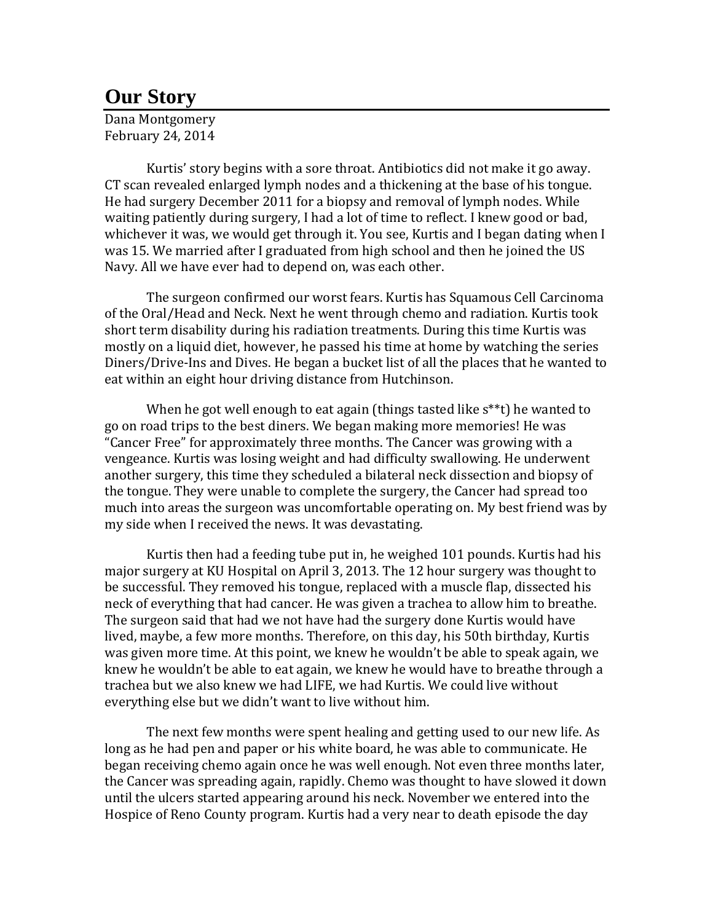# Our Story

Dana Montgomery
February 24, 2014

Kurtis' story begins with a sore throat. Antibiotics did not make it go away. CT scan revealed enlarged lymph nodes and a thickening at the base of his tongue. He had surgery December 2011 for a biopsy and removal of lymph nodes. While waiting patiently during surgery, I had a lot of time to reflect. I knew good or bad, whichever it was, we would get through it. You see, Kurtis and I began dating when I was 15. We married after I graduated from high school and then he joined the US Navy. All we have ever had to depend on, was each other.

The surgeon confirmed our worst fears. Kurtis has Squamous Cell Carcinoma of the Oral/Head and Neck. Next he went through chemo and radiation. Kurtis took short term disability during his radiation treatments. During this time Kurtis was mostly on a liquid diet, however, he passed his time at home by watching the series Diners/Drive-Ins and Dives. He began a bucket list of all the places that he wanted to eat within an eight hour driving distance from Hutchinson.

When he got well enough to eat again (things tasted like s**t) he wanted to go on road trips to the best diners. We began making more memories! He was "Cancer Free" for approximately three months. The Cancer was growing with a vengeance. Kurtis was losing weight and had difficulty swallowing. He underwent another surgery, this time they scheduled a bilateral neck dissection and biopsy of the tongue. They were unable to complete the surgery, the Cancer had spread too much into areas the surgeon was uncomfortable operating on. My best friend was by my side when I received the news. It was devastating.

Kurtis then had a feeding tube put in, he weighed 101 pounds. Kurtis had his major surgery at KU Hospital on April 3, 2013. The 12 hour surgery was thought to be successful. They removed his tongue, replaced with a muscle flap, dissected his neck of everything that had cancer. He was given a trachea to allow him to breathe. The surgeon said that had we not have had the surgery done Kurtis would have lived, maybe, a few more months. Therefore, on this day, his 50th birthday, Kurtis was given more time. At this point, we knew he wouldn't be able to speak again, we knew he wouldn't be able to eat again, we knew he would have to breathe through a trachea but we also knew we had LIFE, we had Kurtis. We could live without everything else but we didn't want to live without him.

The next few months were spent healing and getting used to our new life. As long as he had pen and paper or his white board, he was able to communicate. He began receiving chemo again once he was well enough. Not even three months later, the Cancer was spreading again, rapidly. Chemo was thought to have slowed it down until the ulcers started appearing around his neck. November we entered into the Hospice of Reno County program. Kurtis had a very near to death episode the day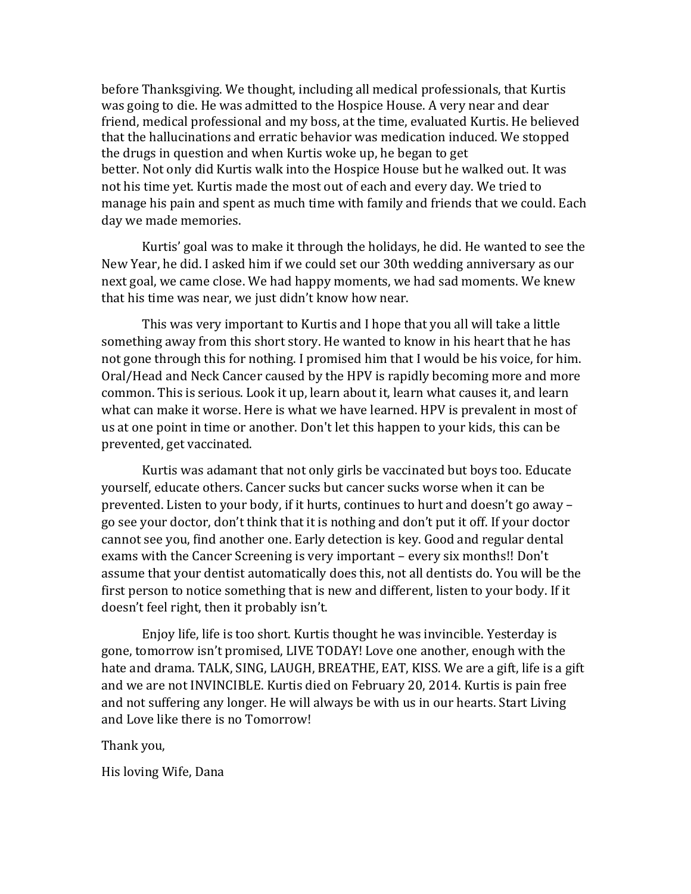before Thanksgiving. We thought, including all medical professionals, that Kurtis was going to die. He was admitted to the Hospice House. A very near and dear friend, medical professional and my boss, at the time, evaluated Kurtis. He believed that the hallucinations and erratic behavior was medication induced. We stopped the drugs in question and when Kurtis woke up, he began to get better. Not only did Kurtis walk into the Hospice House but he walked out. It was not his time yet. Kurtis made the most out of each and every day. We tried to manage his pain and spent as much time with family and friends that we could. Each day we made memories.

Kurtis' goal was to make it through the holidays, he did. He wanted to see the New Year, he did. I asked him if we could set our 30th wedding anniversary as our next goal, we came close. We had happy moments, we had sad moments. We knew that his time was near, we just didn't know how near.

This was very important to Kurtis and I hope that you all will take a little something away from this short story. He wanted to know in his heart that he has not gone through this for nothing. I promised him that I would be his voice, for him. Oral/Head and Neck Cancer caused by the HPV is rapidly becoming more and more common. This is serious. Look it up, learn about it, learn what causes it, and learn what can make it worse. Here is what we have learned. HPV is prevalent in most of us at one point in time or another. Don't let this happen to your kids, this can be prevented, get vaccinated.

Kurtis was adamant that not only girls be vaccinated but boys too. Educate yourself, educate others. Cancer sucks but cancer sucks worse when it can be prevented. Listen to your body, if it hurts, continues to hurt and doesn't go away – go see your doctor, don't think that it is nothing and don't put it off. If your doctor cannot see you, find another one. Early detection is key. Good and regular dental exams with the Cancer Screening is very important – every six months!! Don't assume that your dentist automatically does this, not all dentists do. You will be the first person to notice something that is new and different, listen to your body. If it doesn't feel right, then it probably isn't.

Enjoy life, life is too short. Kurtis thought he was invincible. Yesterday is gone, tomorrow isn't promised, LIVE TODAY! Love one another, enough with the hate and drama. TALK, SING, LAUGH, BREATHE, EAT, KISS. We are a gift, life is a gift and we are not INVINCIBLE. Kurtis died on February 20, 2014. Kurtis is pain free and not suffering any longer. He will always be with us in our hearts. Start Living and Love like there is no Tomorrow!

Thank you,

His loving Wife, Dana